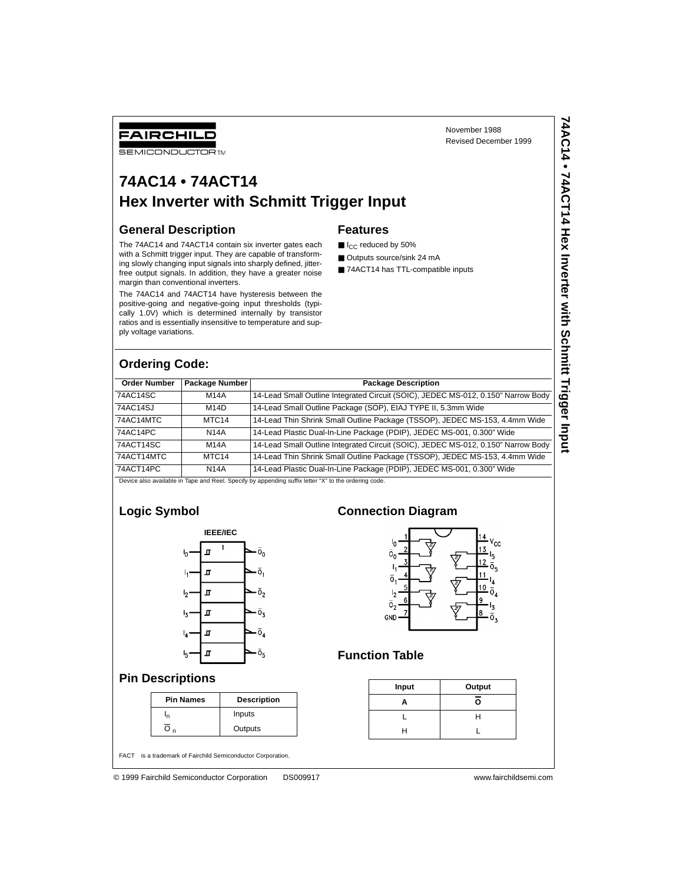FAIRCHILD SEMICONDUCTOR™

November 1988
Revised December 1999

# 74AC14 • 74ACT14 Hex Inverter with Schmitt Trigger Input

## General Description

The 74AC14 and 74ACT14 contain six inverter gates each with a Schmitt trigger input. They are capable of transforming slowly changing input signals into sharply defined, jitter-free output signals. In addition, they have a greater noise margin than conventional inverters.

The 74AC14 and 74ACT14 have hysteresis between the positive-going and negative-going input thresholds (typically 1.0V) which is determined internally by transistor ratios and is essentially insensitive to temperature and supply voltage variations.

## Features

- $I_{CC}$ reduced by 50%
- Outputs source/sink 24 mA
- 74ACT14 has TTL-compatible inputs

## Ordering Code:

| Order Number | Package Number | Package Description |
|---|---|---|
| 74AC14SC | M14A | 14-Lead Small Outline Integrated Circuit (SOIC), JEDEC MS-012, 0.150" Narrow Body |
| 74AC14SJ | M14D | 14-Lead Small Outline Package (SOP), EIAJ TYPE II, 5.3mm Wide |
| 74AC14MTC | MTC14 | 14-Lead Thin Shrink Small Outline Package (TSSOP), JEDEC MS-153, 4.4mm Wide |
| 74AC14PC | N14A | 14-Lead Plastic Dual-In-Line Package (PDIP), JEDEC MS-001, 0.300" Wide |
| 74ACT14SC | M14A | 14-Lead Small Outline Integrated Circuit (SOIC), JEDEC MS-012, 0.150" Narrow Body |
| 74ACT14MTC | MTC14 | 14-Lead Thin Shrink Small Outline Package (TSSOP), JEDEC MS-153, 4.4mm Wide |
| 74ACT14PC | N14A | 14-Lead Plastic Dual-In-Line Package (PDIP), JEDEC MS-001, 0.300" Wide |

Device also available in Tape and Reel. Specify by appending suffix letter "X" to the ordering code.

## Logic Symbol

IEEE/IEC

## Connection Diagram

## Pin Descriptions

| Pin Names | Description |
|---|---|
| $I_n$ | Inputs |
| $\overline{O}_n$ | Outputs |

## Function Table

| Input | Output |
|---|---|
| A | $\overline{O}$ |
| L | H |
| H | L |

FACT™ is a trademark of Fairchild Semiconductor Corporation.

© 1999 Fairchild Semiconductor Corporation DS009917 www.fairchildsemi.com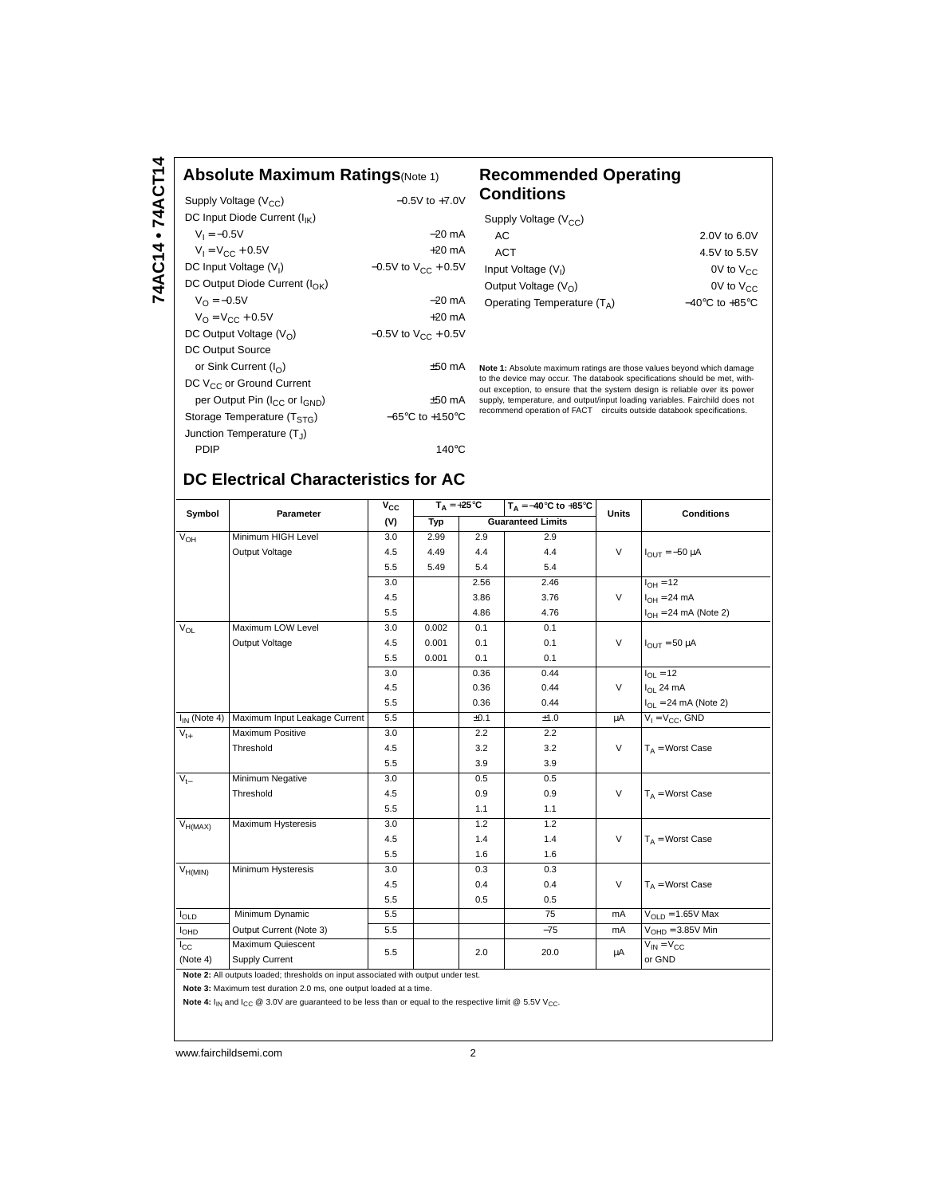## Absolute Maximum Ratings (Note 1)

| | |
|---|---|
| Supply Voltage ($V_{CC}$) | −0.5V to +7.0V |
| DC Input Diode Current ($I_{IK}$) | |
| $V_I = -0.5V$ | −20 mA |
| $V_I = V_{CC} + 0.5V$ | +20 mA |
| DC Input Voltage ($V_I$) | −0.5V to $V_{CC}$ + 0.5V |
| DC Output Diode Current ($I_{OK}$) | |
| $V_O = -0.5V$ | −20 mA |
| $V_O = V_{CC} + 0.5V$ | +20 mA |
| DC Output Voltage ($V_O$) | −0.5V to $V_{CC}$ + 0.5V |
| DC Output Source or Sink Current ($I_O$) | ±50 mA |
| DC $V_{CC}$ or Ground Current per Output Pin ($I_{CC}$ or $I_{GND}$) | ±50 mA |
| Storage Temperature ($T_{STG}$) | −65°C to +150°C |
| Junction Temperature ($T_J$) | |
| PDIP | 140°C |

## Recommended Operating Conditions

| | |
|---|---|
| Supply Voltage ($V_{CC}$) | |
| AC | 2.0V to 6.0V |
| ACT | 4.5V to 5.5V |
| Input Voltage ($V_I$) | 0V to $V_{CC}$ |
| Output Voltage ($V_O$) | 0V to $V_{CC}$ |
| Operating Temperature ($T_A$) | −40°C to +85°C |

**Note 1:** Absolute maximum ratings are those values beyond which damage to the device may occur. The databook specifications should be met, without exception, to ensure that the system design is reliable over its power supply, temperature, and output/input loading variables. Fairchild does not recommend operation of FACT circuits outside databook specifications.

## DC Electrical Characteristics for AC

| Symbol | Parameter | $V_{CC}$ (V) | $T_A = +25°C$ Typ | $T_A = +25°C$ Guaranteed Limits | $T_A = -40°C$ to $+85°C$ Guaranteed Limits | Units | Conditions |
|---|---|---|---|---|---|---|---|
| $V_{OH}$ | Minimum HIGH Level Output Voltage | 3.0 | 2.99 | 2.9 | 2.9 | V | $I_{OUT} = -50$ µA |
| | | 4.5 | 4.49 | 4.4 | 4.4 | | |
| | | 5.5 | 5.49 | 5.4 | 5.4 | | |
| | | 3.0 | | 2.56 | 2.46 | V | $I_{OH} = 12$ |
| | | 4.5 | | 3.86 | 3.76 | | $I_{OH} = 24$ mA |
| | | 5.5 | | 4.86 | 4.76 | | $I_{OH} = 24$ mA (Note 2) |
| $V_{OL}$ | Maximum LOW Level Output Voltage | 3.0 | 0.002 | 0.1 | 0.1 | V | $I_{OUT} = 50$ µA |
| | | 4.5 | 0.001 | 0.1 | 0.1 | | |
| | | 5.5 | 0.001 | 0.1 | 0.1 | | |
| | | 3.0 | | 0.36 | 0.44 | V | $I_{OL} = 12$ |
| | | 4.5 | | 0.36 | 0.44 | | $I_{OL}$ 24 mA |
| | | 5.5 | | 0.36 | 0.44 | | $I_{OL} = 24$ mA (Note 2) |
| $I_{IN}$ (Note 4) | Maximum Input Leakage Current | 5.5 | | ±0.1 | ±1.0 | µA | $V_I = V_{CC}$, GND |
| $V_{t+}$ | Maximum Positive Threshold | 3.0 | | 2.2 | 2.2 | V | $T_A$ = Worst Case |
| | | 4.5 | | 3.2 | 3.2 | | |
| | | 5.5 | | 3.9 | 3.9 | | |
| $V_{t-}$ | Minimum Negative Threshold | 3.0 | | 0.5 | 0.5 | V | $T_A$ = Worst Case |
| | | 4.5 | | 0.9 | 0.9 | | |
| | | 5.5 | | 1.1 | 1.1 | | |
| $V_{H(MAX)}$ | Maximum Hysteresis | 3.0 | | 1.2 | 1.2 | V | $T_A$ = Worst Case |
| | | 4.5 | | 1.4 | 1.4 | | |
| | | 5.5 | | 1.6 | 1.6 | | |
| $V_{H(MIN)}$ | Minimum Hysteresis | 3.0 | | 0.3 | 0.3 | V | $T_A$ = Worst Case |
| | | 4.5 | | 0.4 | 0.4 | | |
| | | 5.5 | | 0.5 | 0.5 | | |
| $I_{OLD}$ | Minimum Dynamic | 5.5 | | | 75 | mA | $V_{OLD} = 1.65V$ Max |
| $I_{OHD}$ | Output Current (Note 3) | 5.5 | | | −75 | mA | $V_{OHD} = 3.85V$ Min |
| $I_{CC}$ (Note 4) | Maximum Quiescent Supply Current | 5.5 | | 2.0 | 20.0 | µA | $V_{IN} = V_{CC}$ or GND |

**Note 2:** All outputs loaded; thresholds on input associated with output under test.

**Note 3:** Maximum test duration 2.0 ms, one output loaded at a time.

**Note 4:** $I_{IN}$ and $I_{CC}$ @ 3.0V are guaranteed to be less than or equal to the respective limit @ 5.5V $V_{CC}$.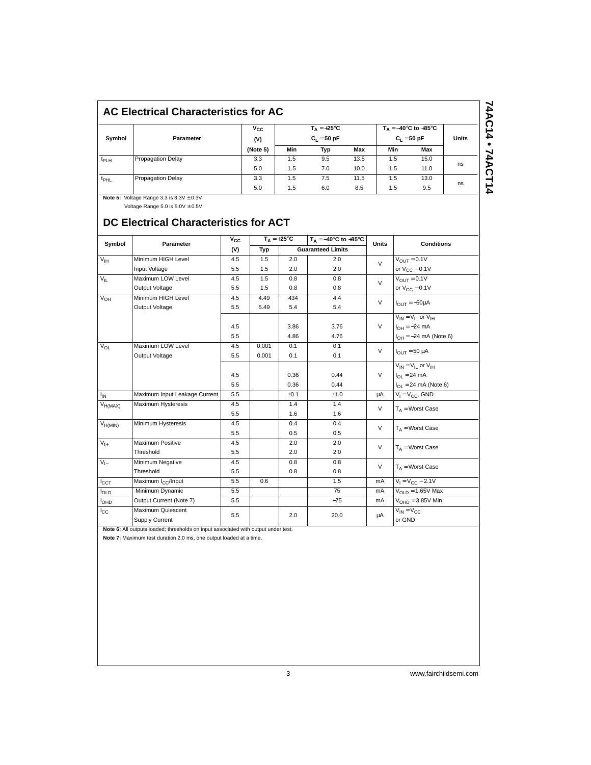## AC Electrical Characteristics for AC

| Symbol | Parameter | $V_{CC}$ (V) (Note 5) | $T_A = +25°C$ $C_L = 50$ pF Min | Typ | Max | $T_A = -40°C$ to $+85°C$ $C_L = 50$ pF Min | Max | Units |
|---|---|---|---|---|---|---|---|---|
| $t_{PLH}$ | Propagation Delay | 3.3 | 1.5 | 9.5 | 13.5 | 1.5 | 15.0 | ns |
| | | 5.0 | 1.5 | 7.0 | 10.0 | 1.5 | 11.0 | |
| $t_{PHL}$ | Propagation Delay | 3.3 | 1.5 | 7.5 | 11.5 | 1.5 | 13.0 | ns |
| | | 5.0 | 1.5 | 6.0 | 8.5 | 1.5 | 9.5 | |

**Note 5:** Voltage Range 3.3 is 3.3V ± 0.3V
Voltage Range 5.0 is 5.0V ± 0.5V

## DC Electrical Characteristics for ACT

| Symbol | Parameter | $V_{CC}$ (V) | $T_A = +25°C$ Typ | | $T_A = -40°C$ to $+85°C$ | Units | Conditions |
|---|---|---|---|---|---|---|---|
| | | | | Guaranteed Limits | | | |
| $V_{IH}$ | Minimum HIGH Level | 4.5 | 1.5 | 2.0 | 2.0 | V | $V_{OUT} = 0.1V$ |
| | Input Voltage | 5.5 | 1.5 | 2.0 | 2.0 | | or $V_{CC} - 0.1V$ |
| $V_{IL}$ | Maximum LOW Level | 4.5 | 1.5 | 0.8 | 0.8 | V | $V_{OUT} = 0.1V$ |
| | Output Voltage | 5.5 | 1.5 | 0.8 | 0.8 | | or $V_{CC} - 0.1V$ |
| $V_{OH}$ | Minimum HIGH Level | 4.5 | 4.49 | 434 | 4.4 | V | $I_{OUT} = -50\mu A$ |
| | Output Voltage | 5.5 | 5.49 | 5.4 | 5.4 | | |
| | | | | | | | $V_{IN} = V_{IL}$ or $V_{IH}$ |
| | | 4.5 | | 3.86 | 3.76 | V | $I_{OH} = -24$ mA |
| | | 5.5 | | 4.86 | 4.76 | | $I_{OH} = -24$ mA (Note 6) |
| $V_{OL}$ | Maximum LOW Level | 4.5 | 0.001 | 0.1 | 0.1 | V | $I_{OUT} = 50$ µA |
| | Output Voltage | 5.5 | 0.001 | 0.1 | 0.1 | | |
| | | | | | | | $V_{IN} = V_{IL}$ or $V_{IH}$ |
| | | 4.5 | | 0.36 | 0.44 | V | $I_{OL} = 24$ mA |
| | | 5.5 | | 0.36 | 0.44 | | $I_{OL} = 24$ mA (Note 6) |
| $I_{IN}$ | Maximum Input Leakage Current | 5.5 | | ±0.1 | ±1.0 | µA | $V_I = V_{CC}$, GND |
| $V_{H(MAX)}$ | Maximum Hysteresis | 4.5 | | 1.4 | 1.4 | V | $T_A$ = Worst Case |
| | | 5.5 | | 1.6 | 1.6 | | |
| $V_{H(MIN)}$ | Minimum Hysteresis | 4.5 | | 0.4 | 0.4 | V | $T_A$ = Worst Case |
| | | 5.5 | | 0.5 | 0.5 | | |
| $V_{t+}$ | Maximum Positive | 4.5 | | 2.0 | 2.0 | V | $T_A$ = Worst Case |
| | Threshold | 5.5 | | 2.0 | 2.0 | | |
| $V_{t-}$ | Minimum Negative | 4.5 | | 0.8 | 0.8 | V | $T_A$ = Worst Case |
| | Threshold | 5.5 | | 0.8 | 0.8 | | |
| $I_{CCT}$ | Maximum $I_{CC}$/Input | 5.5 | 0.6 | | 1.5 | mA | $V_I = V_{CC} - 2.1V$ |
| $I_{OLD}$ | Minimum Dynamic | 5.5 | | | 75 | mA | $V_{OLD} = 1.65V$ Max |
| $I_{OHD}$ | Output Current (Note 7) | 5.5 | | | −75 | mA | $V_{OHD} = 3.85V$ Min |
| $I_{CC}$ | Maximum Quiescent Supply Current | 5.5 | | 2.0 | 20.0 | µA | $V_{IN} = V_{CC}$ or GND |

**Note 6:** All outputs loaded; thresholds on input associated with output under test.

**Note 7:** Maximum test duration 2.0 ms, one output loaded at a time.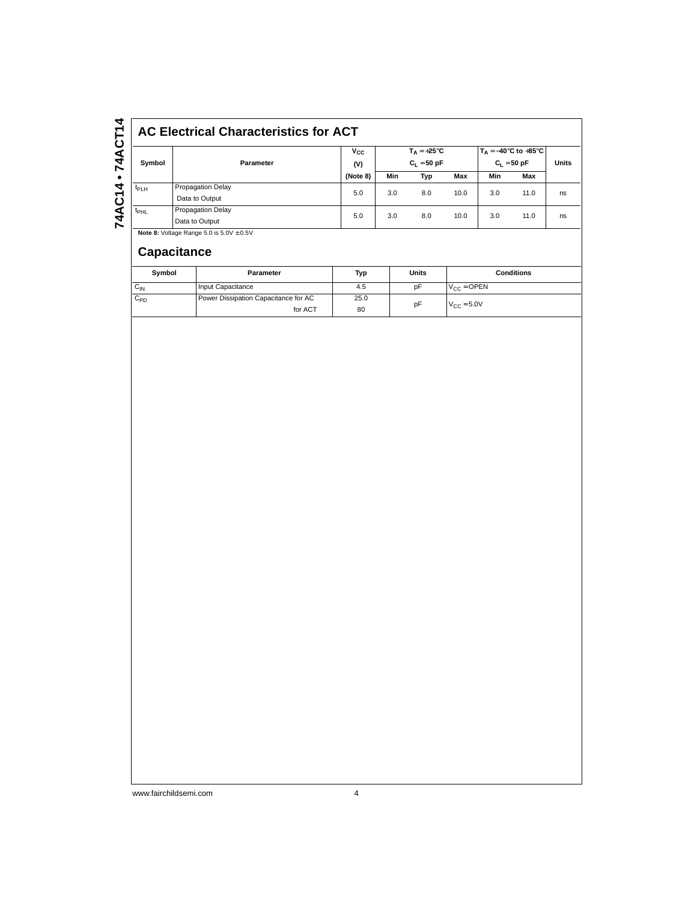## AC Electrical Characteristics for ACT

| Symbol | Parameter | $V_{CC}$ (V) (Note 8) | $T_A = +25°C$ $C_L = 50$ pF | | | $T_A = -40°C$ to $+85°C$ $C_L = 50$ pF | | Units |
|---|---|---|---|---|---|---|---|---|
| | | | Min | Typ | Max | Min | Max | |
| $t_{PLH}$ | Propagation Delay Data to Output | 5.0 | 3.0 | 8.0 | 10.0 | 3.0 | 11.0 | ns |
| $t_{PHL}$ | Propagation Delay Data to Output | 5.0 | 3.0 | 8.0 | 10.0 | 3.0 | 11.0 | ns |

**Note 8:** Voltage Range 5.0 is 5.0V ± 0.5V

## Capacitance

| Symbol | Parameter | Typ | Units | Conditions |
|---|---|---|---|---|
| $C_{IN}$ | Input Capacitance | 4.5 | pF | $V_{CC}$ = OPEN |
| $C_{PD}$ | Power Dissipation Capacitance for AC | 25.0 | pF | $V_{CC}$ = 5.0V |
| | for ACT | 80 | | |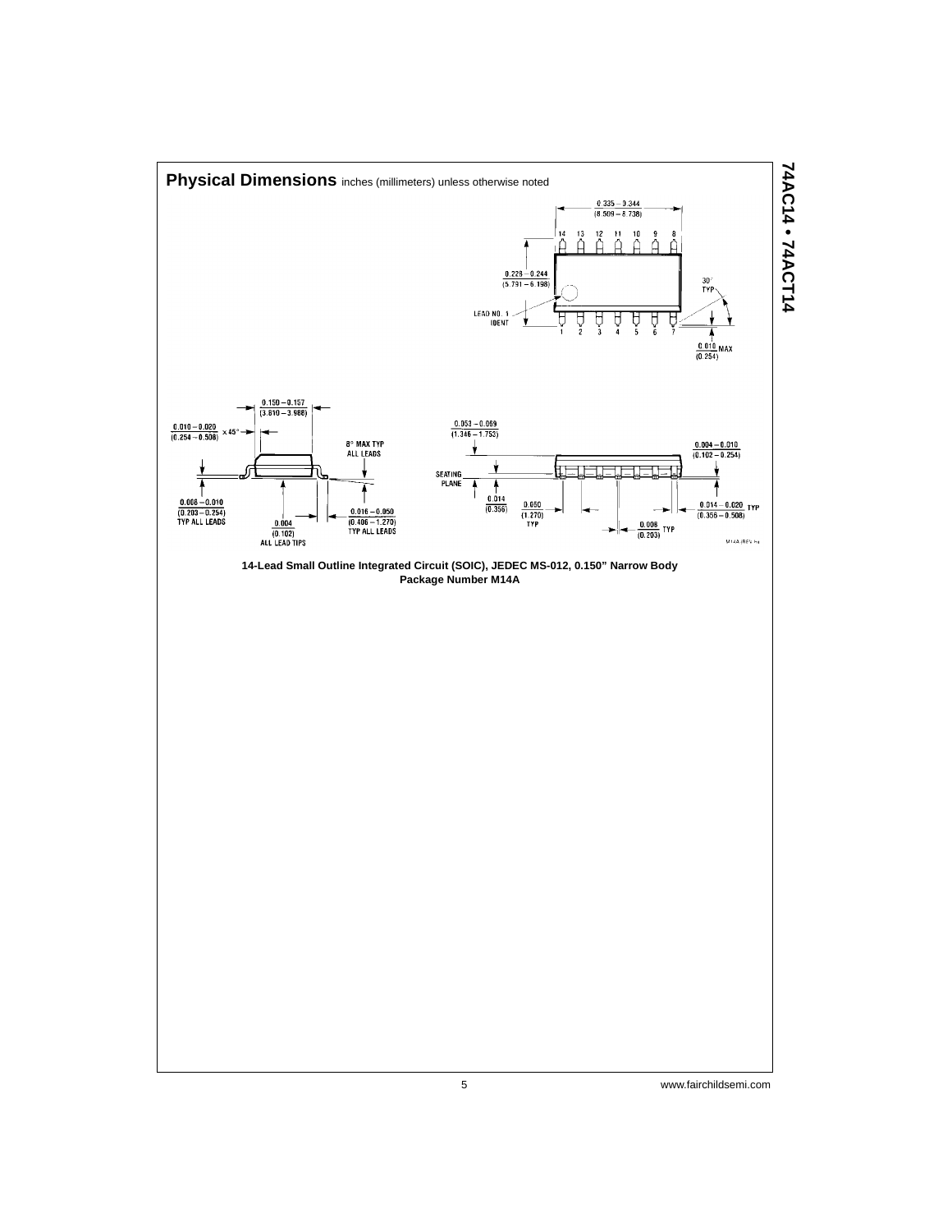## Physical Dimensions inches (millimeters) unless otherwise noted

0.335 – 0.344
(8.509 – 8.738)

14 13 12 11 10 9 8

0.228 – 0.244
(5.791 – 6.198)

LEAD NO. 1
IDENT

1 2 3 4 5 6 7

30°
TYP

0.010 MAX
(0.254)

0.150 – 0.157
(3.810 – 3.988)

0.010 – 0.020
(0.254 – 0.508) × 45°

8° MAX TYP
ALL LEADS

0.008 – 0.010
(0.203 – 0.254)
TYP ALL LEADS

0.004
(0.102)
ALL LEAD TIPS

0.016 – 0.050
(0.406 – 1.270)
TYP ALL LEADS

0.053 – 0.069
(1.346 – 1.753)

0.004 – 0.010
(0.102 – 0.254)

SEATING
PLANE

0.014
(0.356)

0.050
(1.270)
TYP

0.008
(0.203) TYP

0.014 – 0.020 TYP
(0.356 – 0.508)

M14A (REV H)

**14-Lead Small Outline Integrated Circuit (SOIC), JEDEC MS-012, 0.150" Narrow Body**
**Package Number M14A**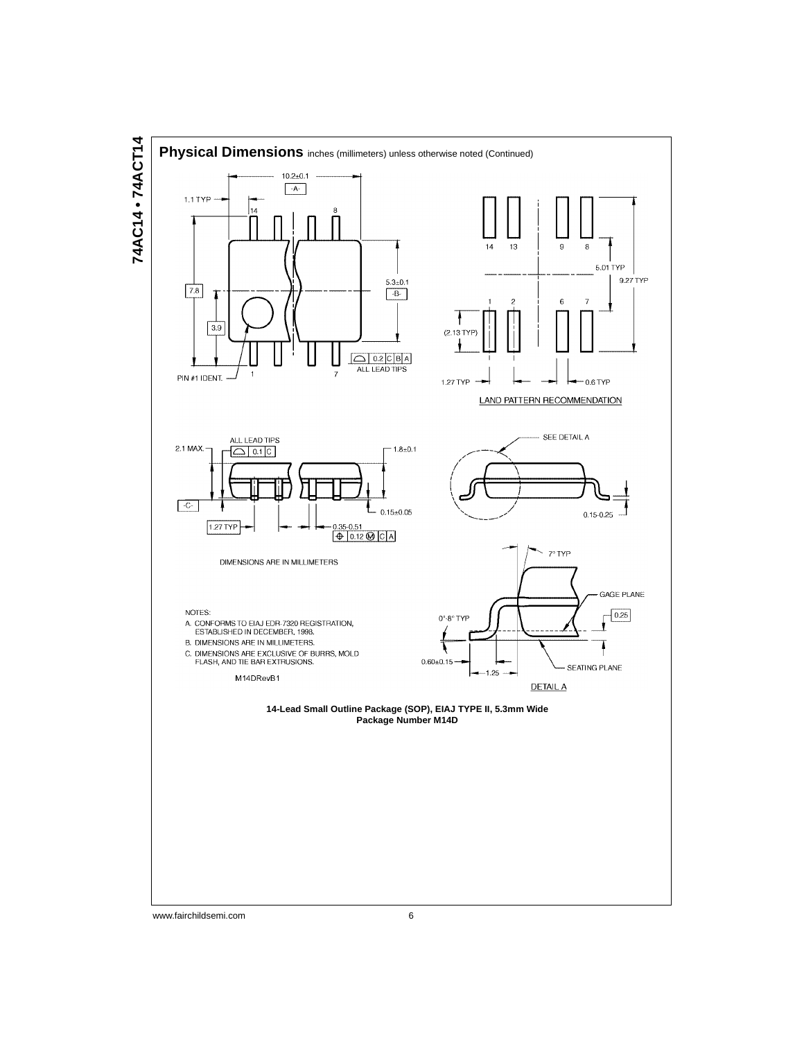## Physical Dimensions inches (millimeters) unless otherwise noted (Continued)

10.2±0.1
-A-
1.1 TYP
14
8
7.8
3.9
5.3±0.1
-B-
PIN #1 IDENT.
1
7
0.2 C B A
ALL LEAD TIPS

14 13 9 8
5.01 TYP
9.27 TYP
1 2 6 7
(2.13 TYP)
1.27 TYP
0.6 TYP
LAND PATTERN RECOMMENDATION

ALL LEAD TIPS
2.1 MAX.
0.1 C
1.8±0.1
-C-
0.15±0.05
1.27 TYP
0.35-0.51
0.12 M C A

DIMENSIONS ARE IN MILLIMETERS

SEE DETAIL A
0.15-0.25

7° TYP
GAGE PLANE
0.25
0°-8° TYP
0.60±0.15
1.25
SEATING PLANE
DETAIL A

NOTES:

A. CONFORMS TO EIAJ EDR-7320 REGISTRATION, ESTABLISHED IN DECEMBER, 1998.

B. DIMENSIONS ARE IN MILLIMETERS.

C. DIMENSIONS ARE EXCLUSIVE OF BURRS, MOLD FLASH, AND TIE BAR EXTRUSIONS.

M14DRevB1

**14-Lead Small Outline Package (SOP), EIAJ TYPE II, 5.3mm Wide**
**Package Number M14D**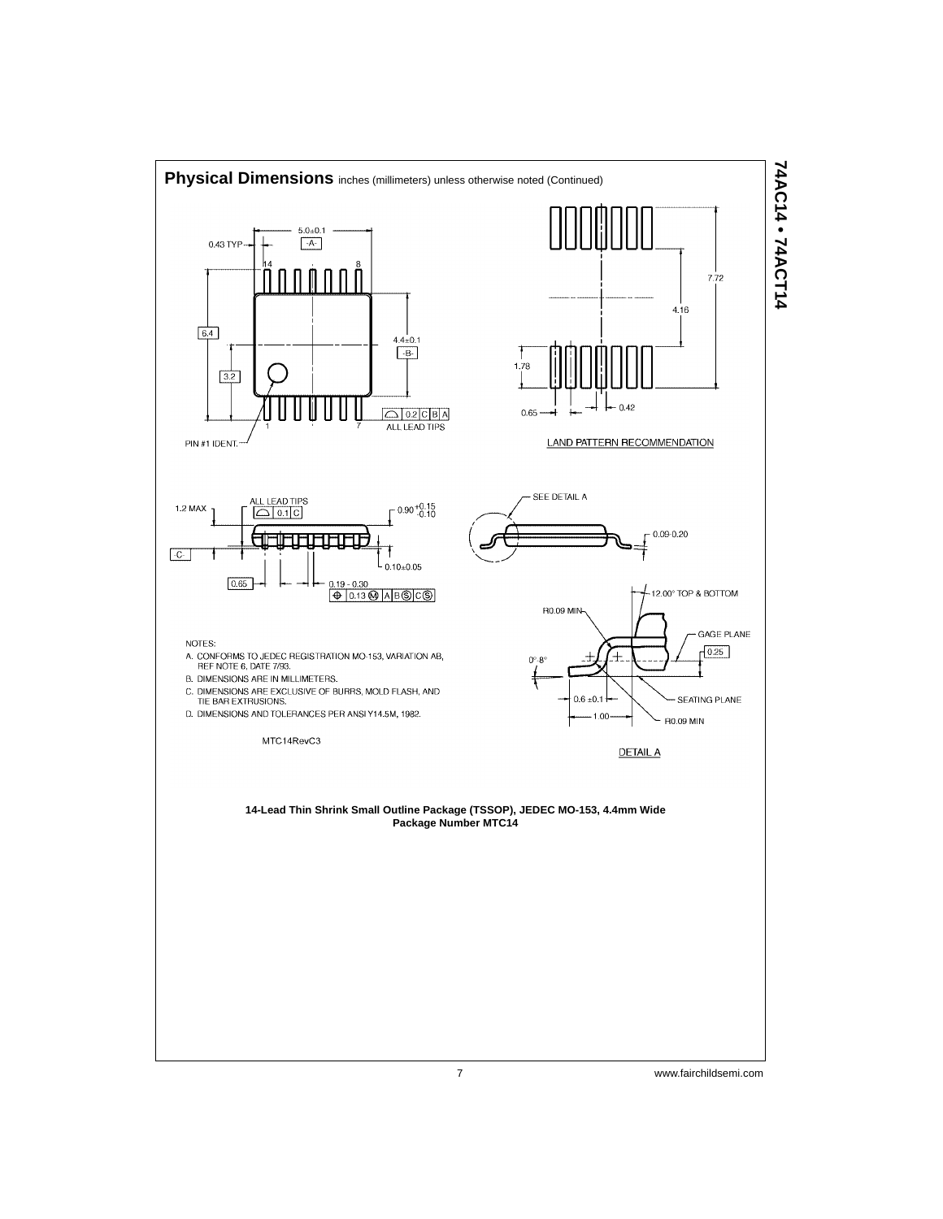## Physical Dimensions inches (millimeters) unless otherwise noted (Continued)

5.0±0.1
-A-
0.43 TYP
14
8
6.4
4.4±0.1
-B-
3.2
1
7
0.2 C B A
ALL LEAD TIPS
PIN #1 IDENT.

7.72
4.16
1.78
0.65
0.42
LAND PATTERN RECOMMENDATION

1.2 MAX
ALL LEAD TIPS
0.1 C
$0.90^{+0.15}_{-0.10}$
-C-
0.10±0.05
0.65
0.19 - 0.30
0.13 M A B S C S

SEE DETAIL A
0.09-0.20

12.00° TOP & BOTTOM
R0.09 MIN
GAGE PLANE
0.25
0°-8°
0.6 ±0.1
SEATING PLANE
1.00
R0.09 MIN
DETAIL A

NOTES:

A. CONFORMS TO JEDEC REGISTRATION MO-153, VARIATION AB, REF NOTE 6, DATE 7/93.
B. DIMENSIONS ARE IN MILLIMETERS.
C. DIMENSIONS ARE EXCLUSIVE OF BURRS, MOLD FLASH, AND TIE BAR EXTRUSIONS.
D. DIMENSIONS AND TOLERANCES PER ANSI Y14.5M, 1982.

MTC14RevC3

**14-Lead Thin Shrink Small Outline Package (TSSOP), JEDEC MO-153, 4.4mm Wide**
**Package Number MTC14**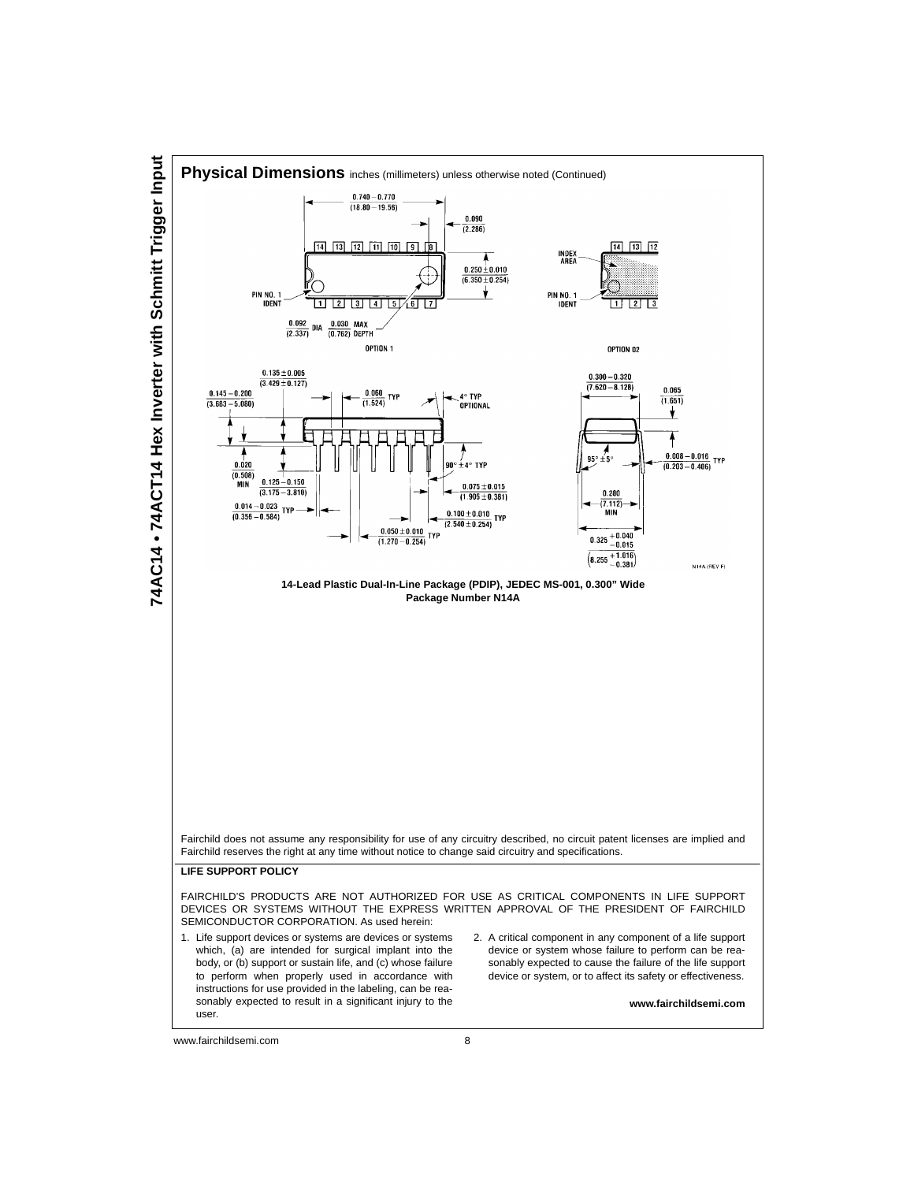## Physical Dimensions inches (millimeters) unless otherwise noted (Continued)

0.740 − 0.770
(18.80 − 19.56)

0.090
(2.286)

14 13 12 11 10 9 8

0.250 ± 0.010
(6.350 ± 0.254)

PIN NO. 1
IDENT

1 2 3 4 5 6 7

0.092 DIA
(2.337)

0.030 MAX
(0.762) DEPTH

OPTION 1

INDEX
AREA

14 13 12

PIN NO. 1
IDENT

1 2 3

OPTION 02

0.135 ± 0.005
(3.429 ± 0.127)

0.145 − 0.200
(3.683 − 5.080)

0.060 TYP
(1.524)

4° TYP
OPTIONAL

0.020
(0.508)
MIN

0.125 − 0.150
(3.175 − 3.810)

90° ± 4° TYP

0.075 ± 0.015
(1.905 ± 0.381)

0.014 − 0.023 TYP
(0.356 − 0.584)

0.100 ± 0.010 TYP
(2.540 ± 0.254)

0.050 ± 0.010 TYP
(1.270 − 0.254)

0.300 − 0.320
(7.620 − 8.128)

0.065
(1.651)

95° ± 5°

0.008 − 0.016 TYP
(0.203 − 0.406)

0.280
(7.112)
MIN

0.325 +0.040 −0.015
(8.255 +1.016 −0.381)

N14A (REV F)

**14-Lead Plastic Dual-In-Line Package (PDIP), JEDEC MS-001, 0.300" Wide**
**Package Number N14A**

Fairchild does not assume any responsibility for use of any circuitry described, no circuit patent licenses are implied and Fairchild reserves the right at any time without notice to change said circuitry and specifications.

**LIFE SUPPORT POLICY**

FAIRCHILD'S PRODUCTS ARE NOT AUTHORIZED FOR USE AS CRITICAL COMPONENTS IN LIFE SUPPORT DEVICES OR SYSTEMS WITHOUT THE EXPRESS WRITTEN APPROVAL OF THE PRESIDENT OF FAIRCHILD SEMICONDUCTOR CORPORATION. As used herein:

1. Life support devices or systems are devices or systems which, (a) are intended for surgical implant into the body, or (b) support or sustain life, and (c) whose failure to perform when properly used in accordance with instructions for use provided in the labeling, can be reasonably expected to result in a significant injury to the user.
2. A critical component in any component of a life support device or system whose failure to perform can be reasonably expected to cause the failure of the life support device or system, or to affect its safety or effectiveness.

**www.fairchildsemi.com**